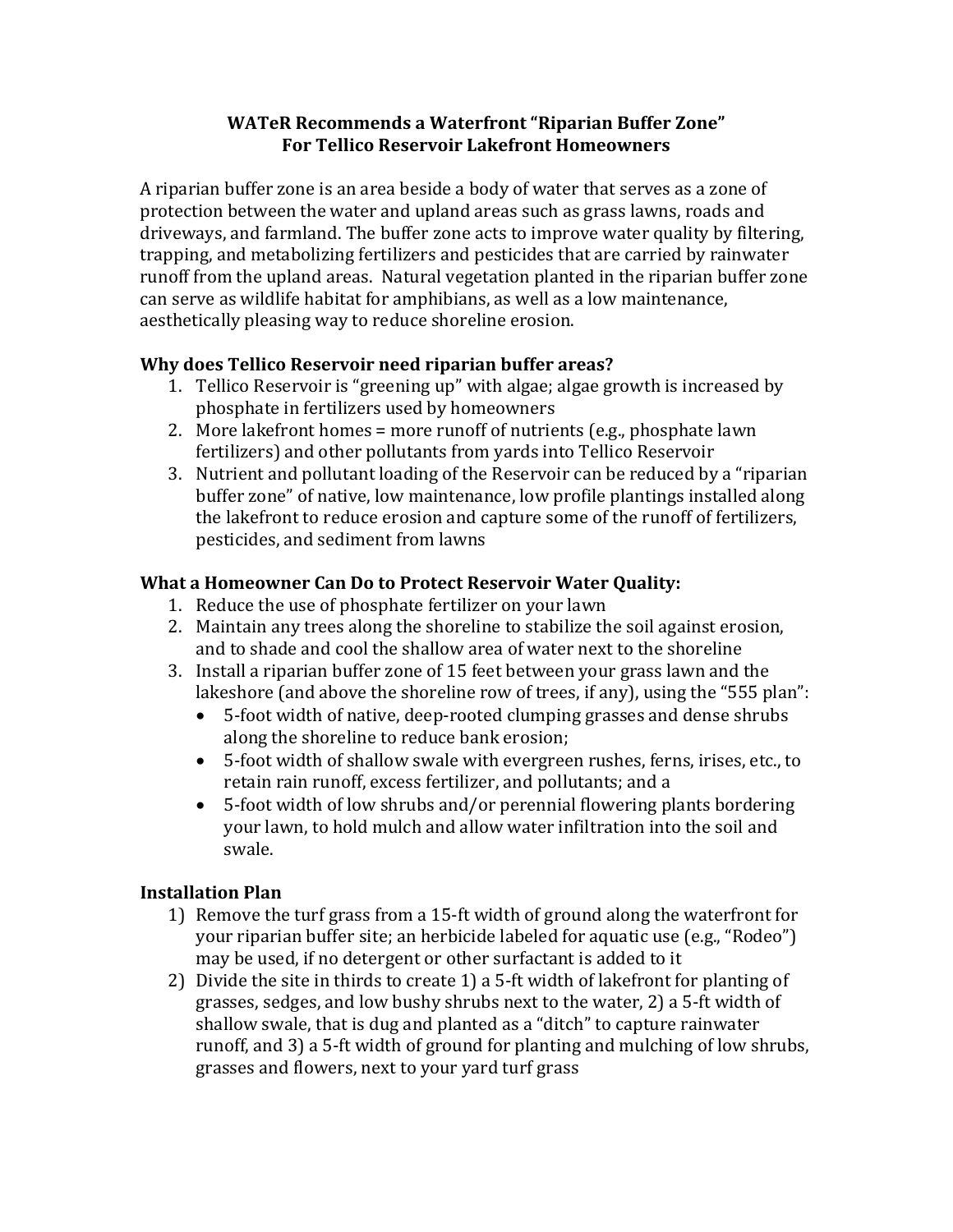# WATeR Recommends a Waterfront "Riparian Buffer Zone"
# For Tellico Reservoir Lakefront Homeowners

A riparian buffer zone is an area beside a body of water that serves as a zone of protection between the water and upland areas such as grass lawns, roads and driveways, and farmland. The buffer zone acts to improve water quality by filtering, trapping, and metabolizing fertilizers and pesticides that are carried by rainwater runoff from the upland areas. Natural vegetation planted in the riparian buffer zone can serve as wildlife habitat for amphibians, as well as a low maintenance, aesthetically pleasing way to reduce shoreline erosion.

## Why does Tellico Reservoir need riparian buffer areas?

1. Tellico Reservoir is "greening up" with algae; algae growth is increased by phosphate in fertilizers used by homeowners
2. More lakefront homes = more runoff of nutrients (e.g., phosphate lawn fertilizers) and other pollutants from yards into Tellico Reservoir
3. Nutrient and pollutant loading of the Reservoir can be reduced by a "riparian buffer zone" of native, low maintenance, low profile plantings installed along the lakefront to reduce erosion and capture some of the runoff of fertilizers, pesticides, and sediment from lawns

## What a Homeowner Can Do to Protect Reservoir Water Quality:

1. Reduce the use of phosphate fertilizer on your lawn
2. Maintain any trees along the shoreline to stabilize the soil against erosion, and to shade and cool the shallow area of water next to the shoreline
3. Install a riparian buffer zone of 15 feet between your grass lawn and the lakeshore (and above the shoreline row of trees, if any), using the "555 plan":
   - 5-foot width of native, deep-rooted clumping grasses and dense shrubs along the shoreline to reduce bank erosion;
   - 5-foot width of shallow swale with evergreen rushes, ferns, irises, etc., to retain rain runoff, excess fertilizer, and pollutants; and a
   - 5-foot width of low shrubs and/or perennial flowering plants bordering your lawn, to hold mulch and allow water infiltration into the soil and swale.

## Installation Plan

1) Remove the turf grass from a 15-ft width of ground along the waterfront for your riparian buffer site; an herbicide labeled for aquatic use (e.g., "Rodeo") may be used, if no detergent or other surfactant is added to it
2) Divide the site in thirds to create 1) a 5-ft width of lakefront for planting of grasses, sedges, and low bushy shrubs next to the water, 2) a 5-ft width of shallow swale, that is dug and planted as a "ditch" to capture rainwater runoff, and 3) a 5-ft width of ground for planting and mulching of low shrubs, grasses and flowers, next to your yard turf grass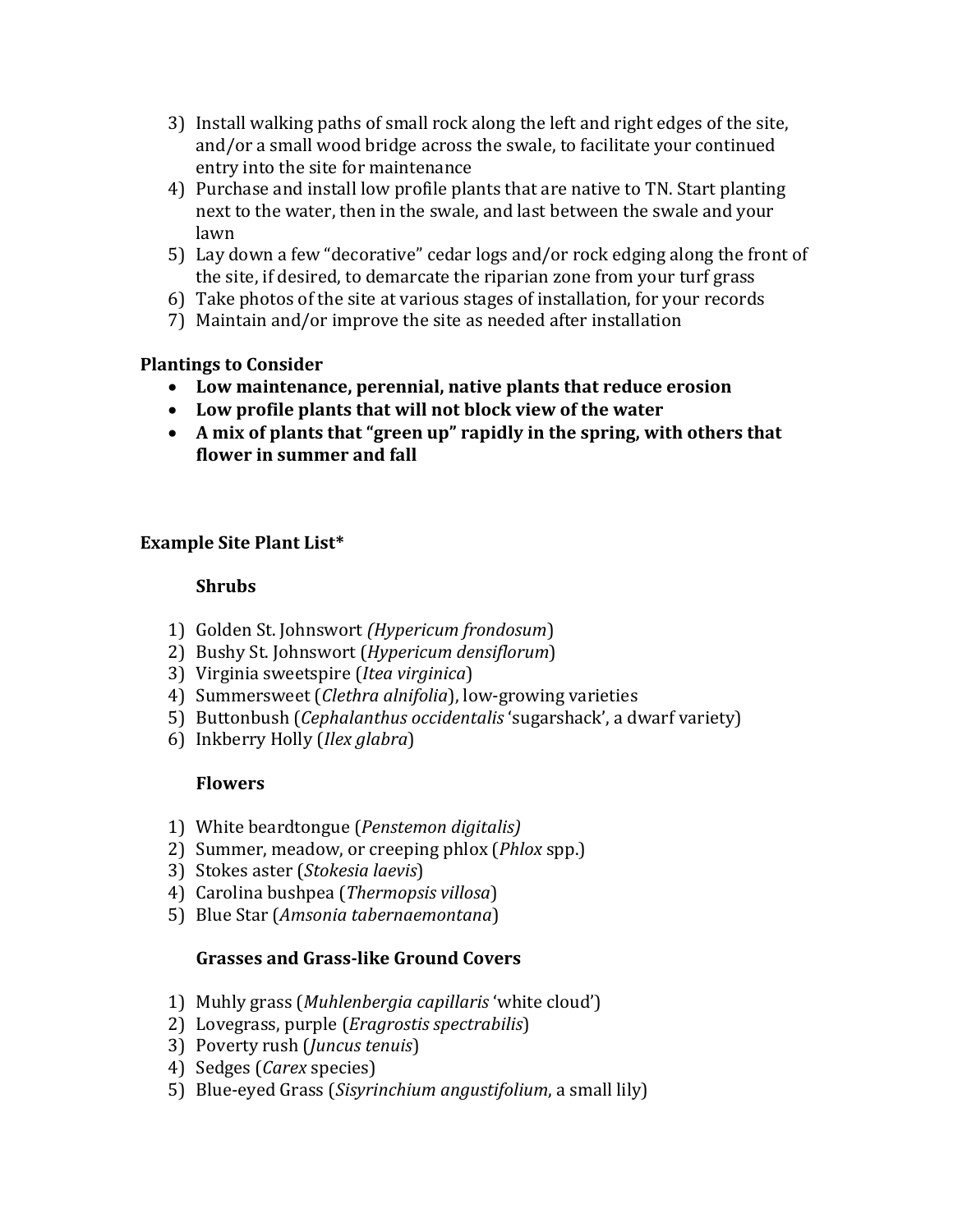3) Install walking paths of small rock along the left and right edges of the site, and/or a small wood bridge across the swale, to facilitate your continued entry into the site for maintenance
4) Purchase and install low profile plants that are native to TN. Start planting next to the water, then in the swale, and last between the swale and your lawn
5) Lay down a few "decorative" cedar logs and/or rock edging along the front of the site, if desired, to demarcate the riparian zone from your turf grass
6) Take photos of the site at various stages of installation, for your records
7) Maintain and/or improve the site as needed after installation

**Plantings to Consider**

- **Low maintenance, perennial, native plants that reduce erosion**
- **Low profile plants that will not block view of the water**
- **A mix of plants that "green up" rapidly in the spring, with others that flower in summer and fall**

**Example Site Plant List***

**Shrubs**

1) Golden St. Johnswort (*Hypericum frondosum*)
2) Bushy St. Johnswort (*Hypericum densiflorum*)
3) Virginia sweetspire (*Itea virginica*)
4) Summersweet (*Clethra alnifolia*), low-growing varieties
5) Buttonbush (*Cephalanthus occidentalis* 'sugarshack', a dwarf variety)
6) Inkberry Holly (*Ilex glabra*)

**Flowers**

1) White beardtongue (*Penstemon digitalis)*
2) Summer, meadow, or creeping phlox (*Phlox* spp.)
3) Stokes aster (*Stokesia laevis*)
4) Carolina bushpea (*Thermopsis villosa*)
5) Blue Star (*Amsonia tabernaemontana*)

**Grasses and Grass-like Ground Covers**

1) Muhly grass (*Muhlenbergia capillaris* 'white cloud')
2) Lovegrass, purple (*Eragrostis spectrabilis*)
3) Poverty rush (*Juncus tenuis*)
4) Sedges (*Carex* species)
5) Blue-eyed Grass (*Sisyrinchium angustifolium*, a small lily)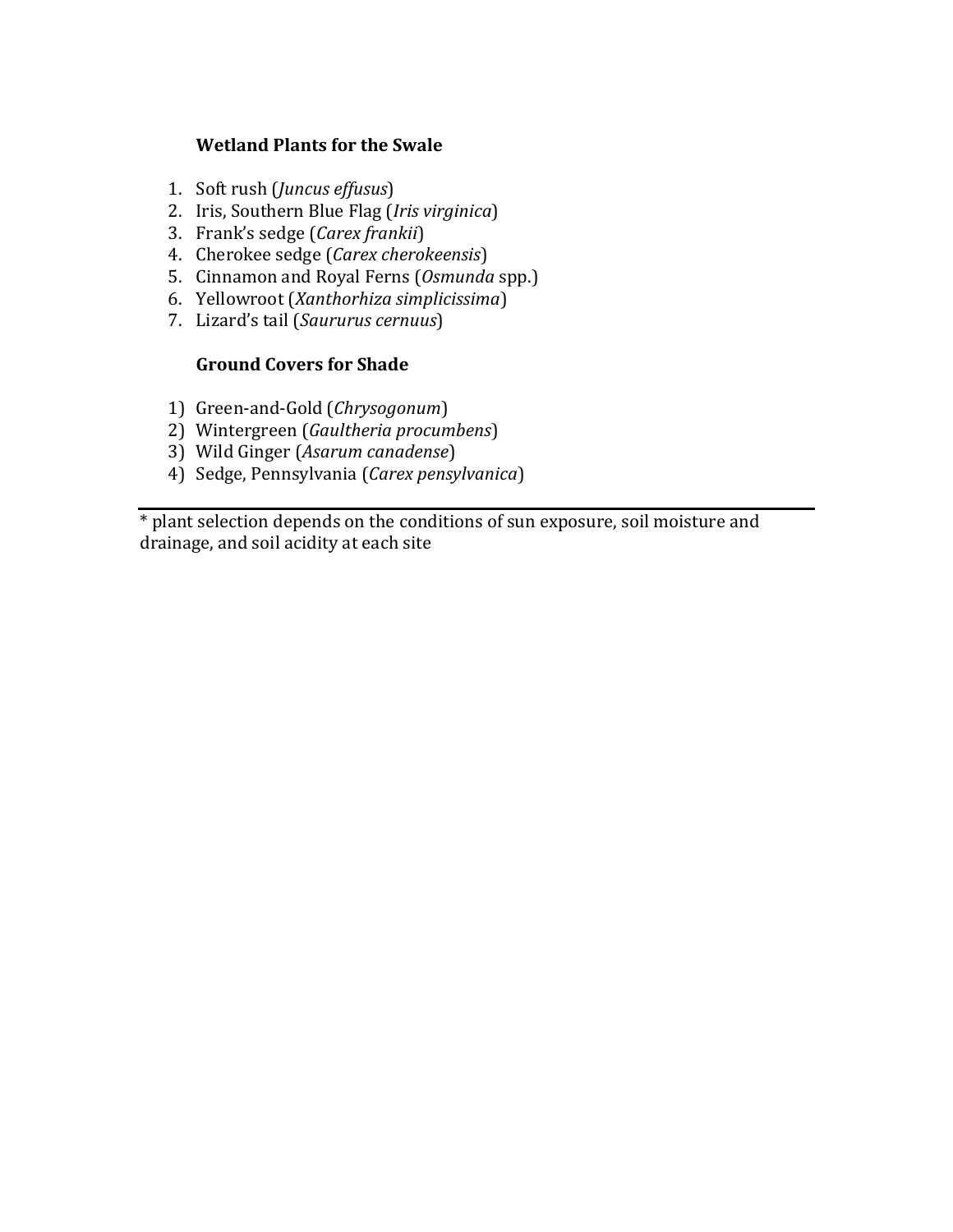**Wetland Plants for the Swale**

1. Soft rush (*Juncus effusus*)
2. Iris, Southern Blue Flag (*Iris virginica*)
3. Frank's sedge (*Carex frankii*)
4. Cherokee sedge (*Carex cherokeensis*)
5. Cinnamon and Royal Ferns (*Osmunda* spp.)
6. Yellowroot (*Xanthorhiza simplicissima*)
7. Lizard's tail (*Saururus cernuus*)

**Ground Covers for Shade**

1) Green-and-Gold (*Chrysogonum*)
2) Wintergreen (*Gaultheria procumbens*)
3) Wild Ginger (*Asarum canadense*)
4) Sedge, Pennsylvania (*Carex pensylvanica*)

---

* plant selection depends on the conditions of sun exposure, soil moisture and drainage, and soil acidity at each site